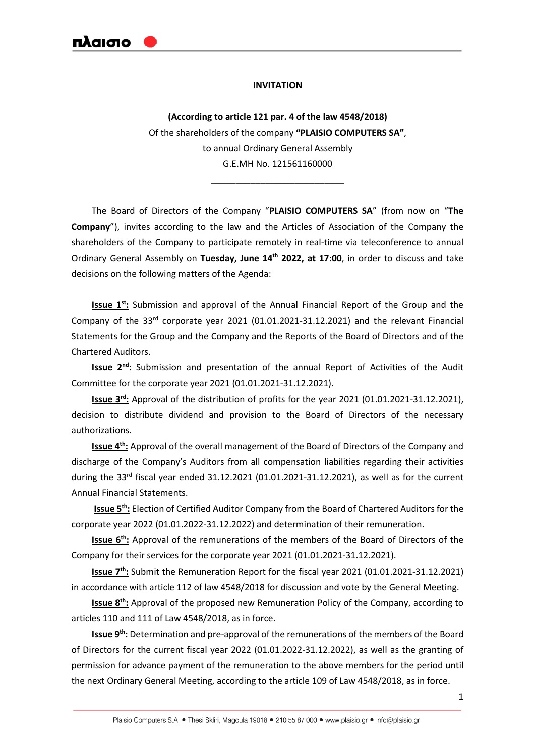**INVITATION**

**(According to article 121 par. 4 of the law 4548/2018)**
Of the shareholders of the company **"PLAISIO COMPUTERS SA"**,
to annual Ordinary General Assembly
G.E.MH No. 121561160000

\_\_\_\_\_\_\_\_\_\_\_\_\_\_\_\_\_\_\_\_\_\_\_\_\_\_\_\_

The Board of Directors of the Company "**PLAISIO COMPUTERS SA**" (from now on "**The Company**"), invites according to the law and the Articles of Association of the Company the shareholders of the Company to participate remotely in real-time via teleconference to annual Ordinary General Assembly on **Tuesday, June 14th 2022, at 17:00**, in order to discuss and take decisions on the following matters of the Agenda:

**Issue 1st:** Submission and approval of the Annual Financial Report of the Group and the Company of the 33rd corporate year 2021 (01.01.2021-31.12.2021) and the relevant Financial Statements for the Group and the Company and the Reports of the Board of Directors and of the Chartered Auditors.

**Issue 2nd:** Submission and presentation of the annual Report of Activities of the Audit Committee for the corporate year 2021 (01.01.2021-31.12.2021).

**Issue 3rd:** Approval of the distribution of profits for the year 2021 (01.01.2021-31.12.2021), decision to distribute dividend and provision to the Board of Directors of the necessary authorizations.

**Issue 4th:** Approval of the overall management of the Board of Directors of the Company and discharge of the Company's Auditors from all compensation liabilities regarding their activities during the 33rd fiscal year ended 31.12.2021 (01.01.2021-31.12.2021), as well as for the current Annual Financial Statements.

**Issue 5th:** Election of Certified Auditor Company from the Board of Chartered Auditors for the corporate year 2022 (01.01.2022-31.12.2022) and determination of their remuneration.

**Issue 6th:** Approval of the remunerations of the members of the Board of Directors of the Company for their services for the corporate year 2021 (01.01.2021-31.12.2021).

**Issue 7th:** Submit the Remuneration Report for the fiscal year 2021 (01.01.2021-31.12.2021) in accordance with article 112 of law 4548/2018 for discussion and vote by the General Meeting.

**Issue 8th:** Approval of the proposed new Remuneration Policy of the Company, according to articles 110 and 111 of Law 4548/2018, as in force.

**Issue 9th:** Determination and pre-approval of the remunerations of the members of the Board of Directors for the current fiscal year 2022 (01.01.2022-31.12.2022), as well as the granting of permission for advance payment of the remuneration to the above members for the period until the next Ordinary General Meeting, according to the article 109 of Law 4548/2018, as in force.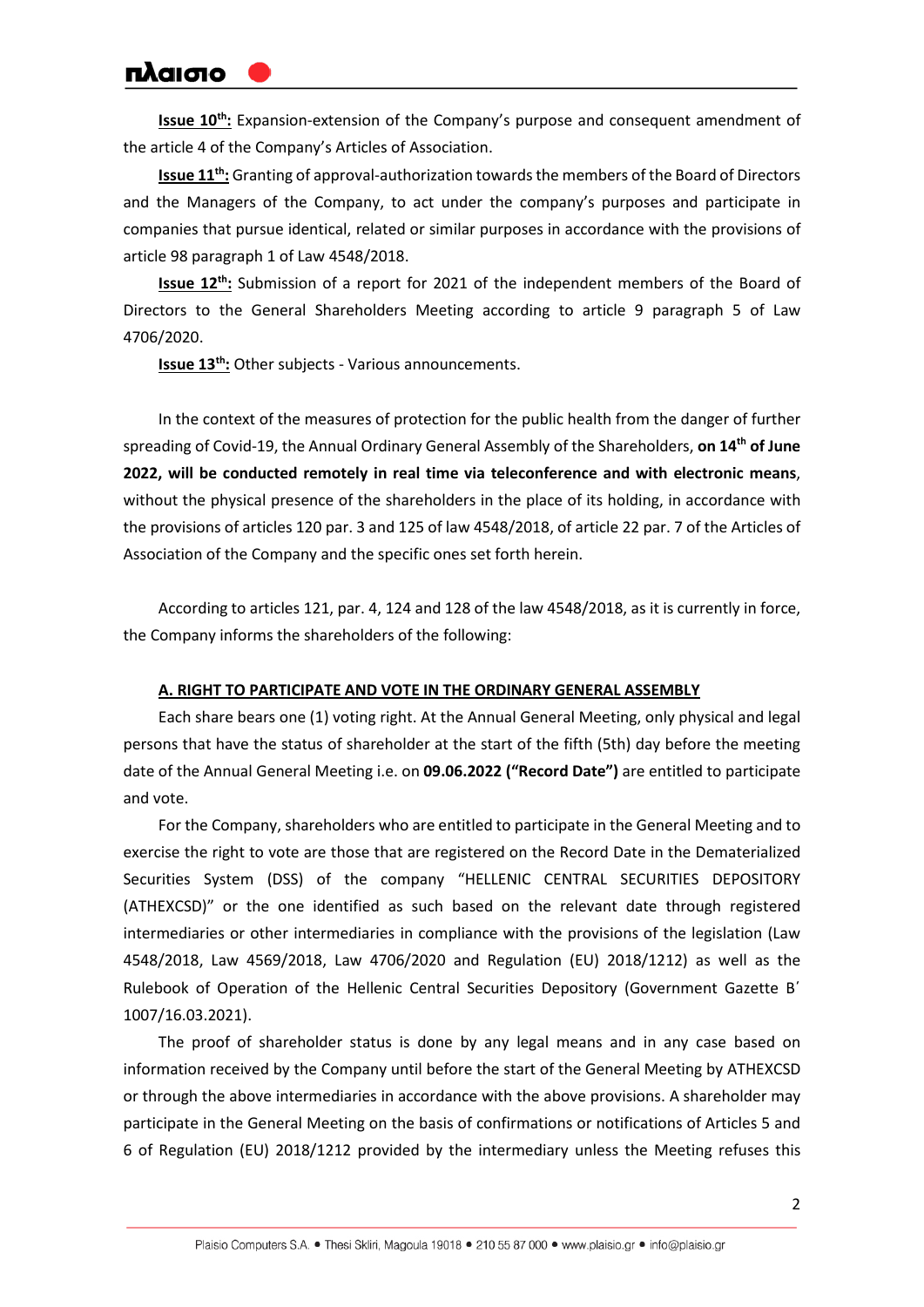**Issue 10th:** Expansion-extension of the Company's purpose and consequent amendment of the article 4 of the Company's Articles of Association.

**Issue 11th:** Granting of approval-authorization towards the members of the Board of Directors and the Managers of the Company, to act under the company's purposes and participate in companies that pursue identical, related or similar purposes in accordance with the provisions of article 98 paragraph 1 of Law 4548/2018.

**Issue 12th:** Submission of a report for 2021 of the independent members of the Board of Directors to the General Shareholders Meeting according to article 9 paragraph 5 of Law 4706/2020.

**Issue 13th:** Other subjects - Various announcements.

In the context of the measures of protection for the public health from the danger of further spreading of Covid-19, the Annual Ordinary General Assembly of the Shareholders, **on 14th of June 2022, will be conducted remotely in real time via teleconference and with electronic means**, without the physical presence of the shareholders in the place of its holding, in accordance with the provisions of articles 120 par. 3 and 125 of law 4548/2018, of article 22 par. 7 of the Articles of Association of the Company and the specific ones set forth herein.

According to articles 121, par. 4, 124 and 128 of the law 4548/2018, as it is currently in force, the Company informs the shareholders of the following:

## A. RIGHT TO PARTICIPATE AND VOTE IN THE ORDINARY GENERAL ASSEMBLY

Each share bears one (1) voting right. At the Annual General Meeting, only physical and legal persons that have the status of shareholder at the start of the fifth (5th) day before the meeting date of the Annual General Meeting i.e. on **09.06.2022 ("Record Date")** are entitled to participate and vote.

For the Company, shareholders who are entitled to participate in the General Meeting and to exercise the right to vote are those that are registered on the Record Date in the Dematerialized Securities System (DSS) of the company "HELLENIC CENTRAL SECURITIES DEPOSITORY (ATHEXCSD)" or the one identified as such based on the relevant date through registered intermediaries or other intermediaries in compliance with the provisions of the legislation (Law 4548/2018, Law 4569/2018, Law 4706/2020 and Regulation (EU) 2018/1212) as well as the Rulebook of Operation of the Hellenic Central Securities Depository (Government Gazette B΄ 1007/16.03.2021).

The proof of shareholder status is done by any legal means and in any case based on information received by the Company until before the start of the General Meeting by ATHEXCSD or through the above intermediaries in accordance with the above provisions. A shareholder may participate in the General Meeting on the basis of confirmations or notifications of Articles 5 and 6 of Regulation (EU) 2018/1212 provided by the intermediary unless the Meeting refuses this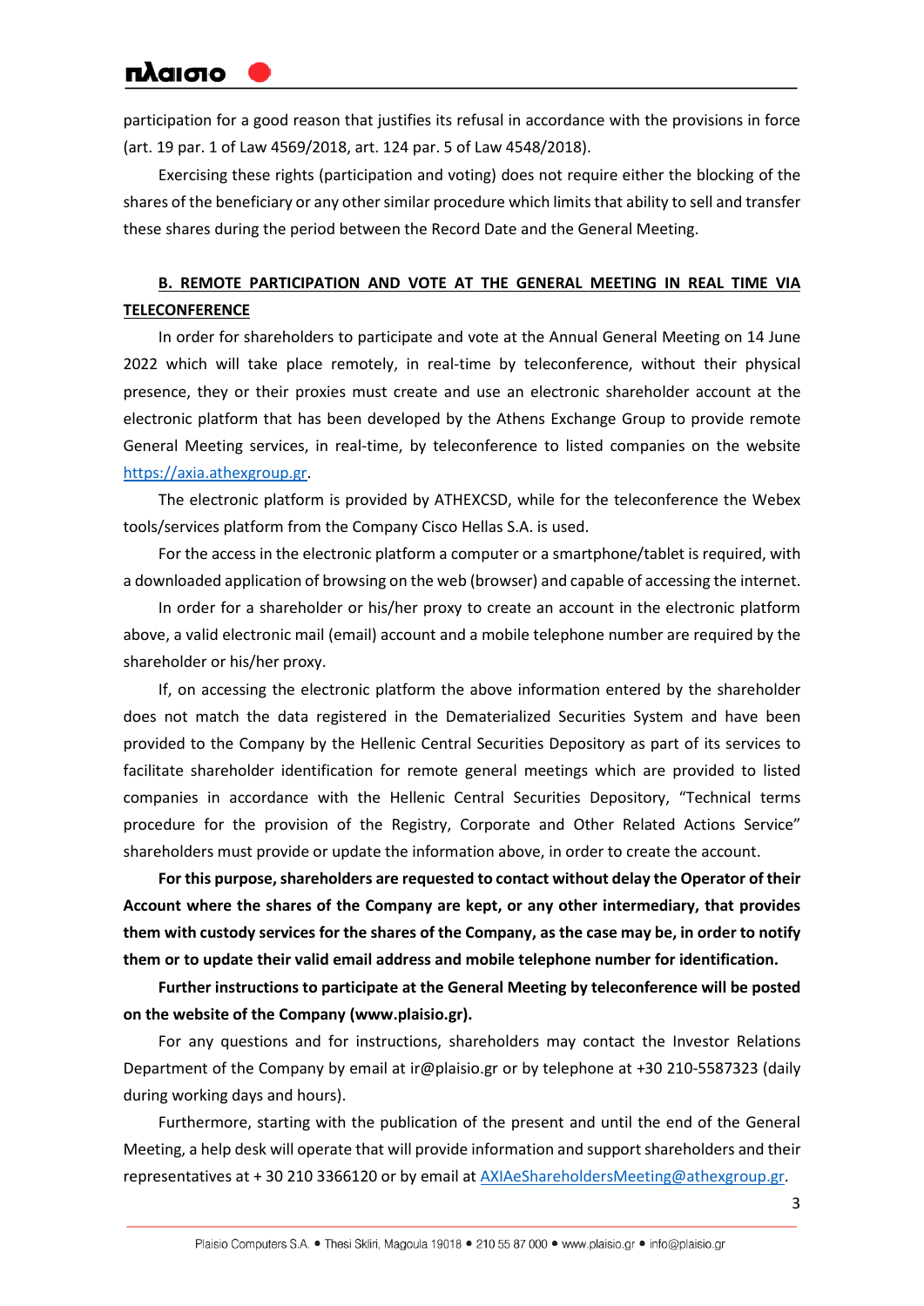participation for a good reason that justifies its refusal in accordance with the provisions in force (art. 19 par. 1 of Law 4569/2018, art. 124 par. 5 of Law 4548/2018).

Exercising these rights (participation and voting) does not require either the blocking of the shares of the beneficiary or any other similar procedure which limits that ability to sell and transfer these shares during the period between the Record Date and the General Meeting.

**B. REMOTE PARTICIPATION AND VOTE AT THE GENERAL MEETING IN REAL TIME VIA TELECONFERENCE**

In order for shareholders to participate and vote at the Annual General Meeting on 14 June 2022 which will take place remotely, in real-time by teleconference, without their physical presence, they or their proxies must create and use an electronic shareholder account at the electronic platform that has been developed by the Athens Exchange Group to provide remote General Meeting services, in real-time, by teleconference to listed companies on the website https://axia.athexgroup.gr.

The electronic platform is provided by ATHEXCSD, while for the teleconference the Webex tools/services platform from the Company Cisco Hellas S.A. is used.

For the access in the electronic platform a computer or a smartphone/tablet is required, with a downloaded application of browsing on the web (browser) and capable of accessing the internet.

In order for a shareholder or his/her proxy to create an account in the electronic platform above, a valid electronic mail (email) account and a mobile telephone number are required by the shareholder or his/her proxy.

If, on accessing the electronic platform the above information entered by the shareholder does not match the data registered in the Dematerialized Securities System and have been provided to the Company by the Hellenic Central Securities Depository as part of its services to facilitate shareholder identification for remote general meetings which are provided to listed companies in accordance with the Hellenic Central Securities Depository, "Technical terms procedure for the provision of the Registry, Corporate and Other Related Actions Service" shareholders must provide or update the information above, in order to create the account.

**For this purpose, shareholders are requested to contact without delay the Operator of their Account where the shares of the Company are kept, or any other intermediary, that provides them with custody services for the shares of the Company, as the case may be, in order to notify them or to update their valid email address and mobile telephone number for identification.**

**Further instructions to participate at the General Meeting by teleconference will be posted on the website of the Company (www.plaisio.gr).**

For any questions and for instructions, shareholders may contact the Investor Relations Department of the Company by email at ir@plaisio.gr or by telephone at +30 210-5587323 (daily during working days and hours).

Furthermore, starting with the publication of the present and until the end of the General Meeting, a help desk will operate that will provide information and support shareholders and their representatives at + 30 210 3366120 or by email at AXIAeShareholdersMeeting@athexgroup.gr.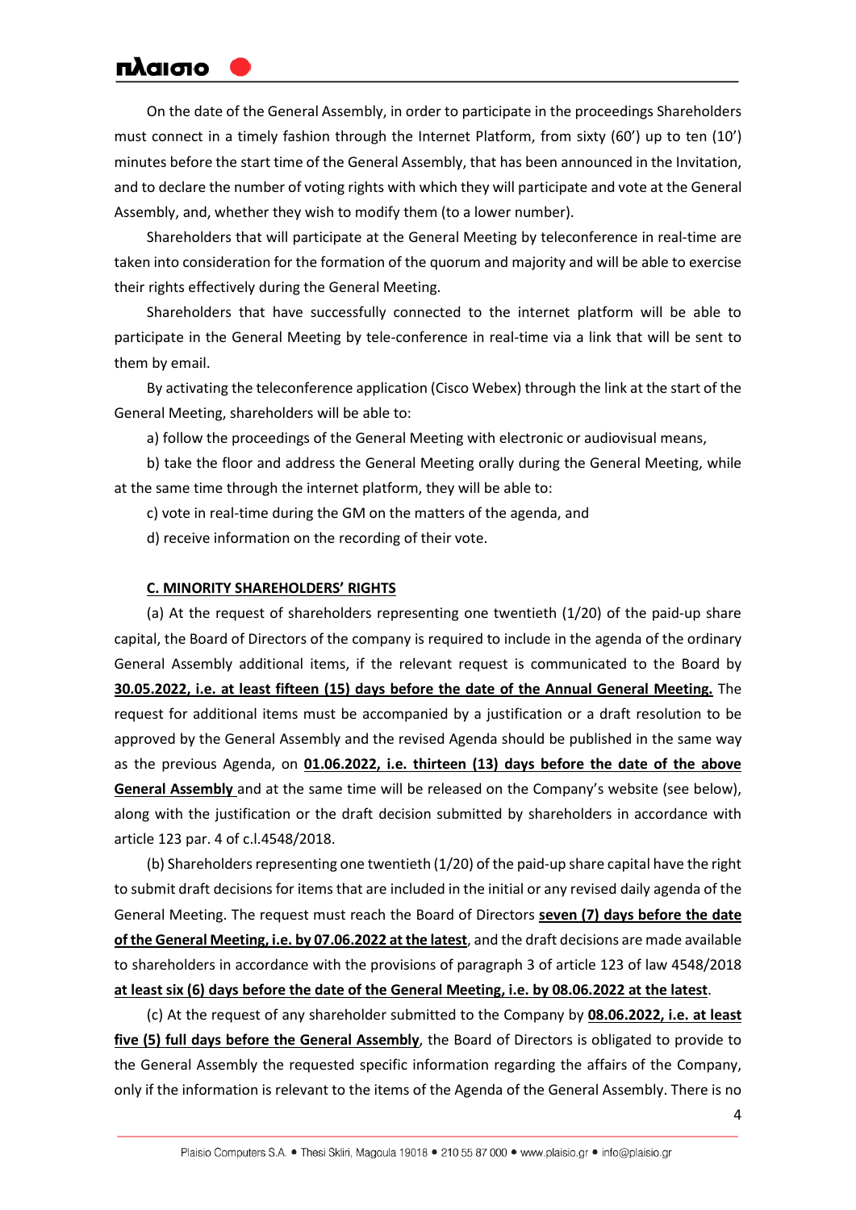On the date of the General Assembly, in order to participate in the proceedings Shareholders must connect in a timely fashion through the Internet Platform, from sixty (60') up to ten (10') minutes before the start time of the General Assembly, that has been announced in the Invitation, and to declare the number of voting rights with which they will participate and vote at the General Assembly, and, whether they wish to modify them (to a lower number).

Shareholders that will participate at the General Meeting by teleconference in real-time are taken into consideration for the formation of the quorum and majority and will be able to exercise their rights effectively during the General Meeting.

Shareholders that have successfully connected to the internet platform will be able to participate in the General Meeting by tele-conference in real-time via a link that will be sent to them by email.

By activating the teleconference application (Cisco Webex) through the link at the start of the General Meeting, shareholders will be able to:

a) follow the proceedings of the General Meeting with electronic or audiovisual means,

b) take the floor and address the General Meeting orally during the General Meeting, while at the same time through the internet platform, they will be able to:

c) vote in real-time during the GM on the matters of the agenda, and

d) receive information on the recording of their vote.

**C. MINORITY SHAREHOLDERS' RIGHTS**

(a) At the request of shareholders representing one twentieth (1/20) of the paid-up share capital, the Board of Directors of the company is required to include in the agenda of the ordinary General Assembly additional items, if the relevant request is communicated to the Board by **30.05.2022, i.e. at least fifteen (15) days before the date of the Annual General Meeting.** The request for additional items must be accompanied by a justification or a draft resolution to be approved by the General Assembly and the revised Agenda should be published in the same way as the previous Agenda, on **01.06.2022, i.e. thirteen (13) days before the date of the above General Assembly** and at the same time will be released on the Company's website (see below), along with the justification or the draft decision submitted by shareholders in accordance with article 123 par. 4 of c.l.4548/2018.

(b) Shareholders representing one twentieth (1/20) of the paid-up share capital have the right to submit draft decisions for items that are included in the initial or any revised daily agenda of the General Meeting. The request must reach the Board of Directors **seven (7) days before the date of the General Meeting, i.e. by 07.06.2022 at the latest**, and the draft decisions are made available to shareholders in accordance with the provisions of paragraph 3 of article 123 of law 4548/2018 **at least six (6) days before the date of the General Meeting, i.e. by 08.06.2022 at the latest**.

(c) At the request of any shareholder submitted to the Company by **08.06.2022, i.e. at least five (5) full days before the General Assembly**, the Board of Directors is obligated to provide to the General Assembly the requested specific information regarding the affairs of the Company, only if the information is relevant to the items of the Agenda of the General Assembly. There is no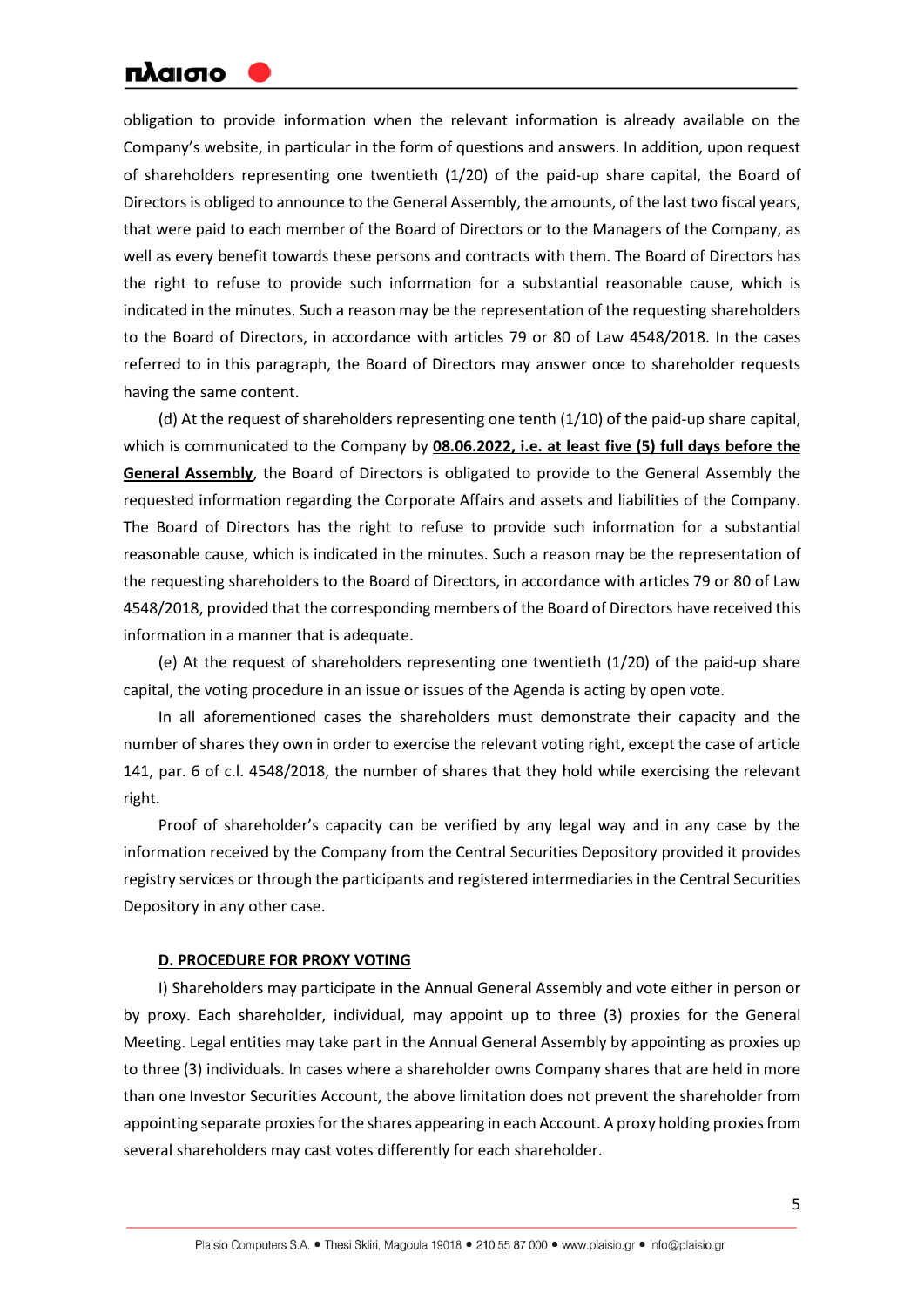obligation to provide information when the relevant information is already available on the Company's website, in particular in the form of questions and answers. In addition, upon request of shareholders representing one twentieth (1/20) of the paid-up share capital, the Board of Directors is obliged to announce to the General Assembly, the amounts, of the last two fiscal years, that were paid to each member of the Board of Directors or to the Managers of the Company, as well as every benefit towards these persons and contracts with them. The Board of Directors has the right to refuse to provide such information for a substantial reasonable cause, which is indicated in the minutes. Such a reason may be the representation of the requesting shareholders to the Board of Directors, in accordance with articles 79 or 80 of Law 4548/2018. In the cases referred to in this paragraph, the Board of Directors may answer once to shareholder requests having the same content.

(d) At the request of shareholders representing one tenth (1/10) of the paid-up share capital, which is communicated to the Company by **08.06.2022, i.e. at least five (5) full days before the General Assembly**, the Board of Directors is obligated to provide to the General Assembly the requested information regarding the Corporate Affairs and assets and liabilities of the Company. The Board of Directors has the right to refuse to provide such information for a substantial reasonable cause, which is indicated in the minutes. Such a reason may be the representation of the requesting shareholders to the Board of Directors, in accordance with articles 79 or 80 of Law 4548/2018, provided that the corresponding members of the Board of Directors have received this information in a manner that is adequate.

(e) At the request of shareholders representing one twentieth (1/20) of the paid-up share capital, the voting procedure in an issue or issues of the Agenda is acting by open vote.

In all aforementioned cases the shareholders must demonstrate their capacity and the number of shares they own in order to exercise the relevant voting right, except the case of article 141, par. 6 of c.l. 4548/2018, the number of shares that they hold while exercising the relevant right.

Proof of shareholder's capacity can be verified by any legal way and in any case by the information received by the Company from the Central Securities Depository provided it provides registry services or through the participants and registered intermediaries in the Central Securities Depository in any other case.

## D. PROCEDURE FOR PROXY VOTING

I) Shareholders may participate in the Annual General Assembly and vote either in person or by proxy. Each shareholder, individual, may appoint up to three (3) proxies for the General Meeting. Legal entities may take part in the Annual General Assembly by appointing as proxies up to three (3) individuals. In cases where a shareholder owns Company shares that are held in more than one Investor Securities Account, the above limitation does not prevent the shareholder from appointing separate proxies for the shares appearing in each Account. A proxy holding proxies from several shareholders may cast votes differently for each shareholder.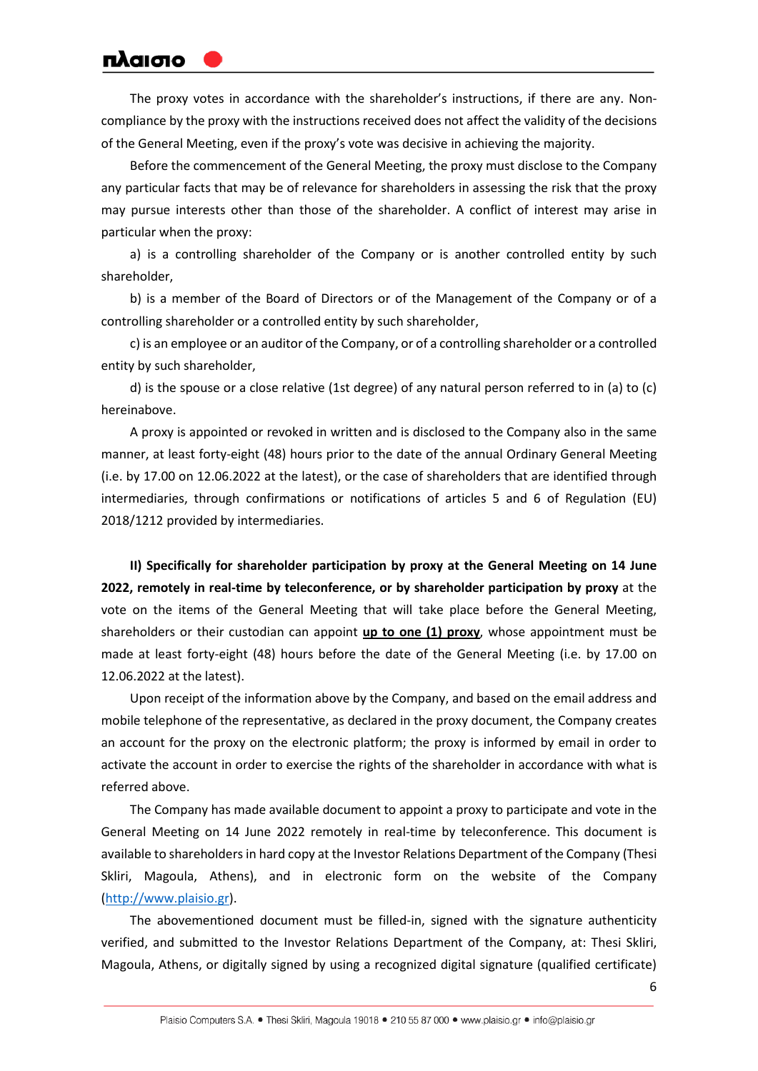The proxy votes in accordance with the shareholder's instructions, if there are any. Non-compliance by the proxy with the instructions received does not affect the validity of the decisions of the General Meeting, even if the proxy's vote was decisive in achieving the majority.

Before the commencement of the General Meeting, the proxy must disclose to the Company any particular facts that may be of relevance for shareholders in assessing the risk that the proxy may pursue interests other than those of the shareholder. A conflict of interest may arise in particular when the proxy:

a) is a controlling shareholder of the Company or is another controlled entity by such shareholder,

b) is a member of the Board of Directors or of the Management of the Company or of a controlling shareholder or a controlled entity by such shareholder,

c) is an employee or an auditor of the Company, or of a controlling shareholder or a controlled entity by such shareholder,

d) is the spouse or a close relative (1st degree) of any natural person referred to in (a) to (c) hereinabove.

A proxy is appointed or revoked in written and is disclosed to the Company also in the same manner, at least forty-eight (48) hours prior to the date of the annual Ordinary General Meeting (i.e. by 17.00 on 12.06.2022 at the latest), or the case of shareholders that are identified through intermediaries, through confirmations or notifications of articles 5 and 6 of Regulation (EU) 2018/1212 provided by intermediaries.

**II) Specifically for shareholder participation by proxy at the General Meeting on 14 June 2022, remotely in real-time by teleconference, or by shareholder participation by proxy** at the vote on the items of the General Meeting that will take place before the General Meeting, shareholders or their custodian can appoint **up to one (1) proxy**, whose appointment must be made at least forty-eight (48) hours before the date of the General Meeting (i.e. by 17.00 on 12.06.2022 at the latest).

Upon receipt of the information above by the Company, and based on the email address and mobile telephone of the representative, as declared in the proxy document, the Company creates an account for the proxy on the electronic platform; the proxy is informed by email in order to activate the account in order to exercise the rights of the shareholder in accordance with what is referred above.

The Company has made available document to appoint a proxy to participate and vote in the General Meeting on 14 June 2022 remotely in real-time by teleconference. This document is available to shareholders in hard copy at the Investor Relations Department of the Company (Thesi Skliri, Magoula, Athens), and in electronic form on the website of the Company (http://www.plaisio.gr).

The abovementioned document must be filled-in, signed with the signature authenticity verified, and submitted to the Investor Relations Department of the Company, at: Thesi Skliri, Magoula, Athens, or digitally signed by using a recognized digital signature (qualified certificate)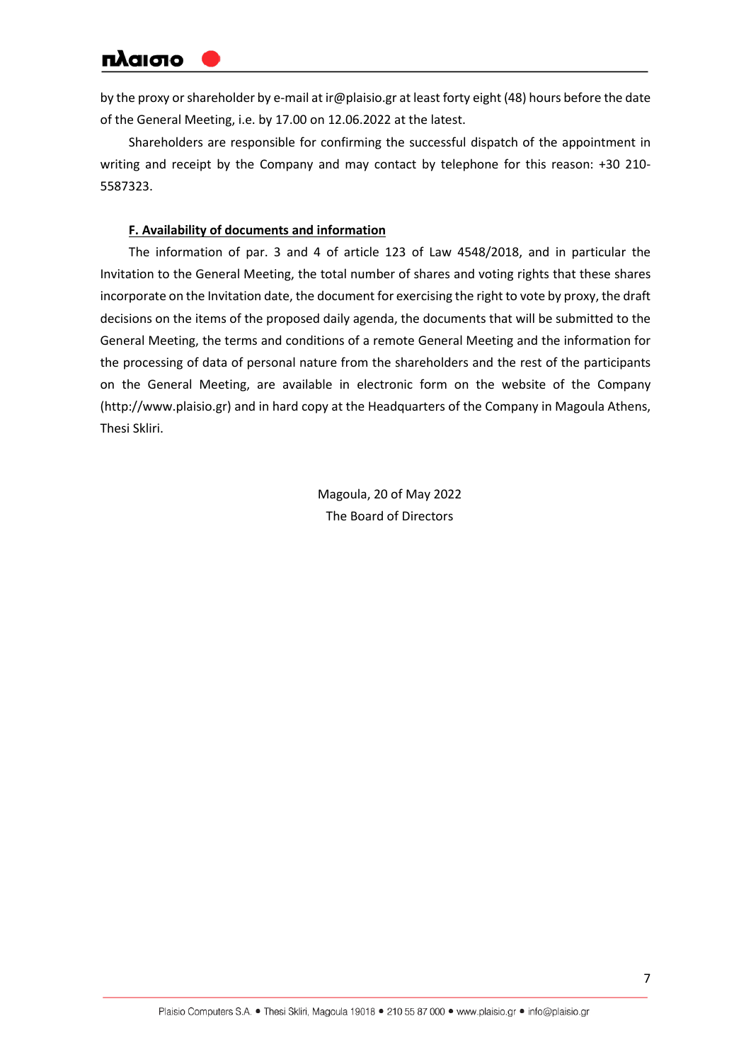by the proxy or shareholder by e-mail at ir@plaisio.gr at least forty eight (48) hours before the date of the General Meeting, i.e. by 17.00 on 12.06.2022 at the latest.

Shareholders are responsible for confirming the successful dispatch of the appointment in writing and receipt by the Company and may contact by telephone for this reason: +30 210-5587323.

**F. Availability of documents and information**

The information of par. 3 and 4 of article 123 of Law 4548/2018, and in particular the Invitation to the General Meeting, the total number of shares and voting rights that these shares incorporate on the Invitation date, the document for exercising the right to vote by proxy, the draft decisions on the items of the proposed daily agenda, the documents that will be submitted to the General Meeting, the terms and conditions of a remote General Meeting and the information for the processing of data of personal nature from the shareholders and the rest of the participants on the General Meeting, are available in electronic form on the website of the Company (http://www.plaisio.gr) and in hard copy at the Headquarters of the Company in Magoula Athens, Thesi Skliri.

Magoula, 20 of May 2022

The Board of Directors